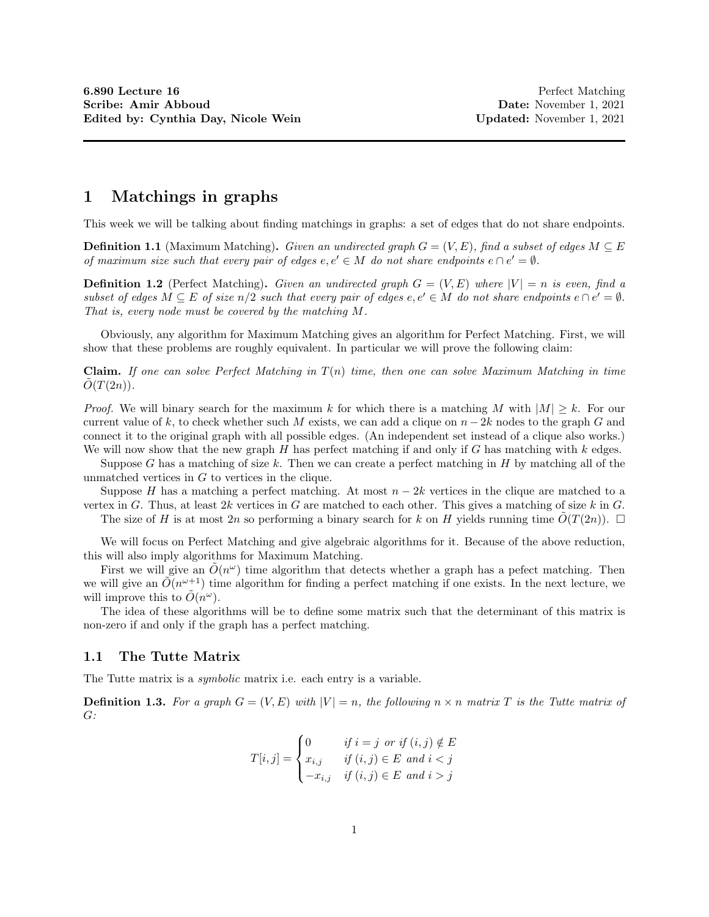**6.890 Lecture 16** Perfect Matching
**Scribe: Amir Abboud** **Date:** November 1, 2021
**Edited by: Cynthia Day, Nicole Wein** **Updated:** November 1, 2021

# 1 Matchings in graphs

This week we will be talking about finding matchings in graphs: a set of edges that do not share endpoints.

**Definition 1.1** (Maximum Matching)**.** *Given an undirected graph $G = (V, E)$, find a subset of edges $M \subseteq E$ of maximum size such that every pair of edges $e, e' \in M$ do not share endpoints $e \cap e' = \emptyset$.*

**Definition 1.2** (Perfect Matching)**.** *Given an undirected graph $G = (V, E)$ where $|V| = n$ is even, find a subset of edges $M \subseteq E$ of size $n/2$ such that every pair of edges $e, e' \in M$ do not share endpoints $e \cap e' = \emptyset$. That is, every node must be covered by the matching $M$.*

Obviously, any algorithm for Maximum Matching gives an algorithm for Perfect Matching. First, we will show that these problems are roughly equivalent. In particular we will prove the following claim:

**Claim.** *If one can solve Perfect Matching in $T(n)$ time, then one can solve Maximum Matching in time $\tilde{O}(T(2n))$.*

*Proof.* We will binary search for the maximum $k$ for which there is a matching $M$ with $|M| \geq k$. For our current value of $k$, to check whether such $M$ exists, we can add a clique on $n - 2k$ nodes to the graph $G$ and connect it to the original graph with all possible edges. (An independent set instead of a clique also works.) We will now show that the new graph $H$ has perfect matching if and only if $G$ has matching with $k$ edges.

Suppose $G$ has a matching of size $k$. Then we can create a perfect matching in $H$ by matching all of the unmatched vertices in $G$ to vertices in the clique.

Suppose $H$ has a matching a perfect matching. At most $n - 2k$ vertices in the clique are matched to a vertex in $G$. Thus, at least $2k$ vertices in $G$ are matched to each other. This gives a matching of size $k$ in $G$.

The size of $H$ is at most $2n$ so performing a binary search for $k$ on $H$ yields running time $\tilde{O}(T(2n))$. □

We will focus on Perfect Matching and give algebraic algorithms for it. Because of the above reduction, this will also imply algorithms for Maximum Matching.

First we will give an $\tilde{O}(n^{\omega})$ time algorithm that detects whether a graph has a pefect matching. Then we will give an $\tilde{O}(n^{\omega+1})$ time algorithm for finding a perfect matching if one exists. In the next lecture, we will improve this to $\tilde{O}(n^{\omega})$.

The idea of these algorithms will be to define some matrix such that the determinant of this matrix is non-zero if and only if the graph has a perfect matching.

## 1.1 The Tutte Matrix

The Tutte matrix is a *symbolic* matrix i.e. each entry is a variable.

**Definition 1.3.** *For a graph $G = (V, E)$ with $|V| = n$, the following $n \times n$ matrix $T$ is the Tutte matrix of $G$:*

$$T[i, j] = \begin{cases} 0 & \text{if } i = j \text{ or if } (i, j) \notin E \\ x_{i,j} & \text{if } (i, j) \in E \text{ and } i < j \\ -x_{i,j} & \text{if } (i, j) \in E \text{ and } i > j \end{cases}$$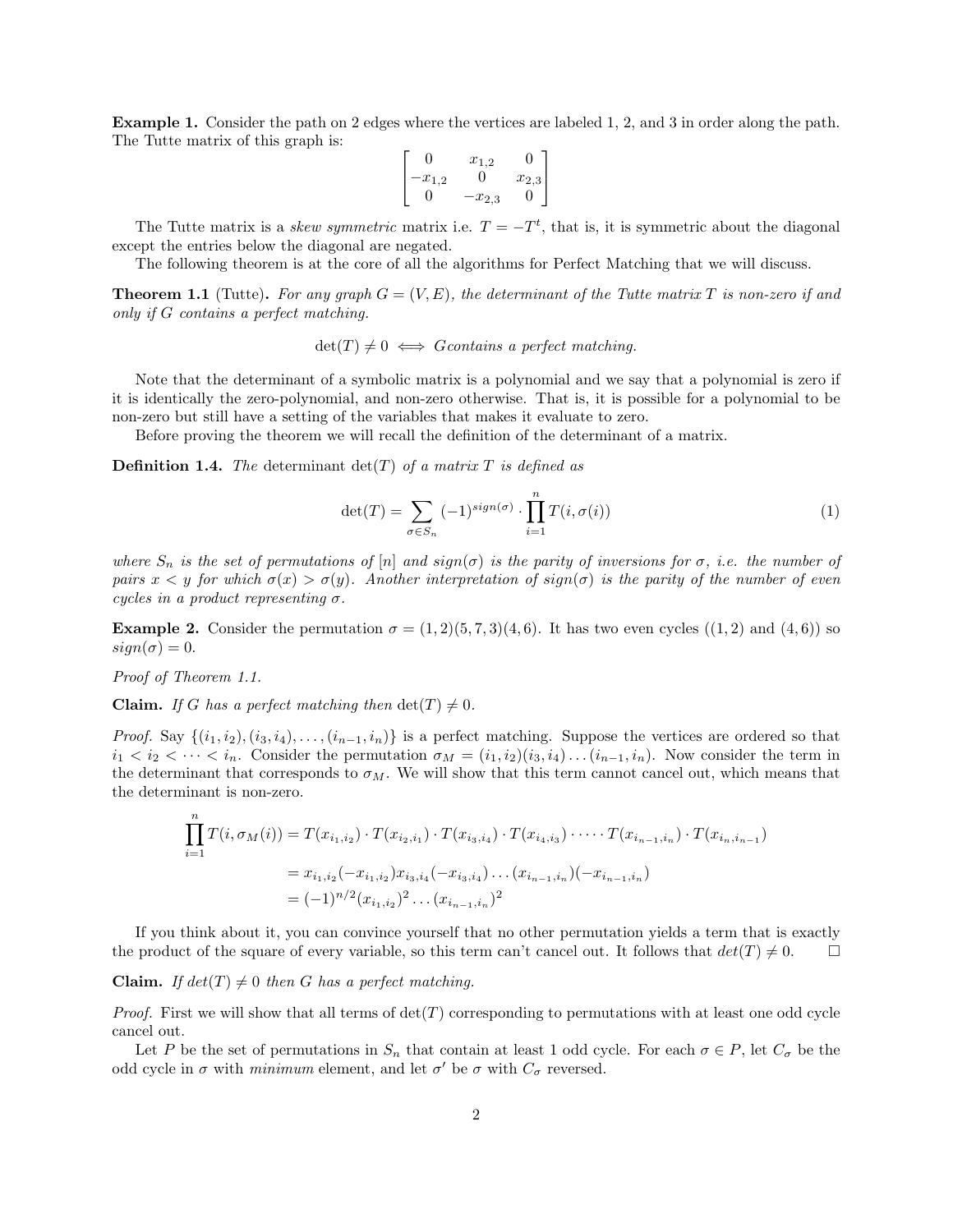**Example 1.** Consider the path on 2 edges where the vertices are labeled 1, 2, and 3 in order along the path. The Tutte matrix of this graph is:

$$\begin{bmatrix} 0 & x_{1,2} & 0 \\ -x_{1,2} & 0 & x_{2,3} \\ 0 & -x_{2,3} & 0 \end{bmatrix}$$

The Tutte matrix is a *skew symmetric* matrix i.e. $T = -T^t$, that is, it is symmetric about the diagonal except the entries below the diagonal are negated.

The following theorem is at the core of all the algorithms for Perfect Matching that we will discuss.

**Theorem 1.1** (Tutte)**.** *For any graph $G = (V, E)$, the determinant of the Tutte matrix $T$ is non-zero if and only if $G$ contains a perfect matching.*

$$\det(T) \neq 0 \iff G \text{contains a perfect matching.}$$

Note that the determinant of a symbolic matrix is a polynomial and we say that a polynomial is zero if it is identically the zero-polynomial, and non-zero otherwise. That is, it is possible for a polynomial to be non-zero but still have a setting of the variables that makes it evaluate to zero.

Before proving the theorem we will recall the definition of the determinant of a matrix.

**Definition 1.4.** *The* determinant $\det(T)$ *of a matrix $T$ is defined as*

$$\det(T) = \sum_{\sigma \in S_n} (-1)^{sign(\sigma)} \cdot \prod_{i=1}^{n} T(i, \sigma(i)) \tag{1}$$

*where $S_n$ is the set of permutations of $[n]$ and $sign(\sigma)$ is the parity of inversions for $\sigma$, i.e. the number of pairs $x < y$ for which $\sigma(x) > \sigma(y)$. Another interpretation of $sign(\sigma)$ is the parity of the number of even cycles in a product representing $\sigma$.*

**Example 2.** Consider the permutation $\sigma = (1, 2)(5, 7, 3)(4, 6)$. It has two even cycles ($(1, 2)$ and $(4, 6)$) so $sign(\sigma) = 0$.

*Proof of Theorem 1.1.*

**Claim.** *If $G$ has a perfect matching then $\det(T) \neq 0$.*

*Proof.* Say $\{(i_1, i_2), (i_3, i_4), \ldots, (i_{n-1}, i_n)\}$ is a perfect matching. Suppose the vertices are ordered so that $i_1 < i_2 < \cdots < i_n$. Consider the permutation $\sigma_M = (i_1, i_2)(i_3, i_4) \ldots (i_{n-1}, i_n)$. Now consider the term in the determinant that corresponds to $\sigma_M$. We will show that this term cannot cancel out, which means that the determinant is non-zero.

$$\begin{aligned}
\prod_{i=1}^{n} T(i, \sigma_M(i)) &= T(x_{i_1,i_2}) \cdot T(x_{i_2,i_1}) \cdot T(x_{i_3,i_4}) \cdot T(x_{i_4,i_3}) \cdot \cdots \cdot T(x_{i_{n-1},i_n}) \cdot T(x_{i_n,i_{n-1}}) \\
&= x_{i_1,i_2}(-x_{i_1,i_2}) x_{i_3,i_4}(-x_{i_3,i_4}) \ldots (x_{i_{n-1},i_n})(-x_{i_{n-1},i_n}) \\
&= (-1)^{n/2} (x_{i_1,i_2})^2 \ldots (x_{i_{n-1},i_n})^2
\end{aligned}$$

If you think about it, you can convince yourself that no other permutation yields a term that is exactly the product of the square of every variable, so this term can't cancel out. It follows that $det(T) \neq 0$. $\square$

**Claim.** *If $det(T) \neq 0$ then $G$ has a perfect matching.*

*Proof.* First we will show that all terms of $\det(T)$ corresponding to permutations with at least one odd cycle cancel out.

Let $P$ be the set of permutations in $S_n$ that contain at least 1 odd cycle. For each $\sigma \in P$, let $C_\sigma$ be the odd cycle in $\sigma$ with *minimum* element, and let $\sigma'$ be $\sigma$ with $C_\sigma$ reversed.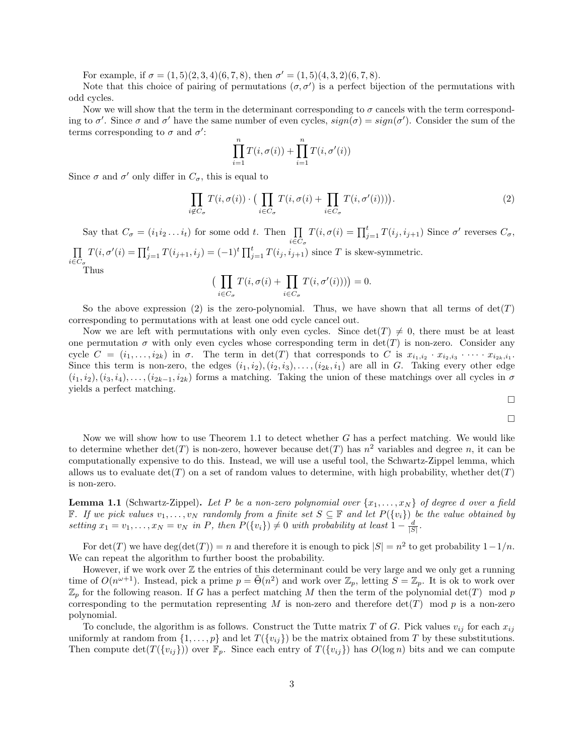For example, if $\sigma = (1,5)(2,3,4)(6,7,8)$, then $\sigma' = (1,5)(4,3,2)(6,7,8)$.

Note that this choice of pairing of permutations $(\sigma, \sigma')$ is a perfect bijection of the permutations with odd cycles.

Now we will show that the term in the determinant corresponding to $\sigma$ cancels with the term corresponding to $\sigma'$. Since $\sigma$ and $\sigma'$ have the same number of even cycles, $sign(\sigma) = sign(\sigma')$. Consider the sum of the terms corresponding to $\sigma$ and $\sigma'$:

$$\prod_{i=1}^{n} T(i, \sigma(i)) + \prod_{i=1}^{n} T(i, \sigma'(i))$$

Since $\sigma$ and $\sigma'$ only differ in $C_\sigma$, this is equal to

$$\prod_{i \notin C_\sigma} T(i, \sigma(i)) \cdot \big( \prod_{i \in C_\sigma} T(i, \sigma(i) + \prod_{i \in C_\sigma} T(i, \sigma'(i)) \big). \tag{2}$$

Say that $C_\sigma = (i_1 i_2 \dots i_t)$ for some odd $t$. Then $\prod_{i \in C_\sigma} T(i, \sigma(i) = \prod_{j=1}^{t} T(i_j, i_{j+1})$ Since $\sigma'$ reverses $C_\sigma$, $\prod_{i \in C_\sigma} T(i, \sigma'(i) = \prod_{j=1}^{t} T(i_{j+1}, i_j) = (-1)^t \prod_{j=1}^{t} T(i_j, i_{j+1})$ since $T$ is skew-symmetric.

Thus

$$\big( \prod_{i \in C_\sigma} T(i, \sigma(i) + \prod_{i \in C_\sigma} T(i, \sigma'(i)) \big) = 0.$$

So the above expression (2) is the zero-polynomial. Thus, we have shown that all terms of $\det(T)$ corresponding to permutations with at least one odd cycle cancel out.

Now we are left with permutations with only even cycles. Since $\det(T) \neq 0$, there must be at least one permutation $\sigma$ with only even cycles whose corresponding term in $\det(T)$ is non-zero. Consider any cycle $C = (i_1, \dots, i_{2k})$ in $\sigma$. The term in $\det(T)$ that corresponds to $C$ is $x_{i_1, i_2} \cdot x_{i_2, i_3} \cdot \dots \cdot x_{i_{2k}, i_1}$. Since this term is non-zero, the edges $(i_1, i_2), (i_2, i_3), \dots, (i_{2k}, i_1)$ are all in $G$. Taking every other edge $(i_1, i_2), (i_3, i_4), \dots, (i_{2k-1}, i_{2k})$ forms a matching. Taking the union of these matchings over all cycles in $\sigma$ yields a perfect matching.

□

□

Now we will show how to use Theorem 1.1 to detect whether $G$ has a perfect matching. We would like to determine whether $\det(T)$ is non-zero, however because $\det(T)$ has $n^2$ variables and degree $n$, it can be computationally expensive to do this. Instead, we will use a useful tool, the Schwartz-Zippel lemma, which allows us to evaluate $\det(T)$ on a set of random values to determine, with high probability, whether $\det(T)$ is non-zero.

**Lemma 1.1** (Schwartz-Zippel)**.** *Let $P$ be a non-zero polynomial over $\{x_1, \dots, x_N\}$ of degree $d$ over a field $\mathbb{F}$. If we pick values $v_1, \dots, v_N$ randomly from a finite set $S \subseteq \mathbb{F}$ and let $P(\{v_i\})$ be the value obtained by setting $x_1 = v_1, \dots, x_N = v_N$ in $P$, then $P(\{v_i\}) \neq 0$ with probability at least $1 - \frac{d}{|S|}$.*

For $\det(T)$ we have $\deg(\det(T)) = n$ and therefore it is enough to pick $|S| = n^2$ to get probability $1 - 1/n$. We can repeat the algorithm to further boost the probability.

However, if we work over $\mathbb{Z}$ the entries of this determinant could be very large and we only get a running time of $O(n^{\omega+1})$. Instead, pick a prime $p = \tilde{\Theta}(n^2)$ and work over $\mathbb{Z}_p$, letting $S = \mathbb{Z}_p$. It is ok to work over $\mathbb{Z}_p$ for the following reason. If $G$ has a perfect matching $M$ then the term of the polynomial $\det(T) \mod p$ corresponding to the permutation representing $M$ is non-zero and therefore $\det(T) \mod p$ is a non-zero polynomial.

To conclude, the algorithm is as follows. Construct the Tutte matrix $T$ of $G$. Pick values $v_{ij}$ for each $x_{ij}$ uniformly at random from $\{1, \dots, p\}$ and let $T(\{v_{ij}\})$ be the matrix obtained from $T$ by these substitutions. Then compute $\det(T(\{v_{ij}\}))$ over $\mathbb{F}_p$. Since each entry of $T(\{v_{ij}\})$ has $O(\log n)$ bits and we can compute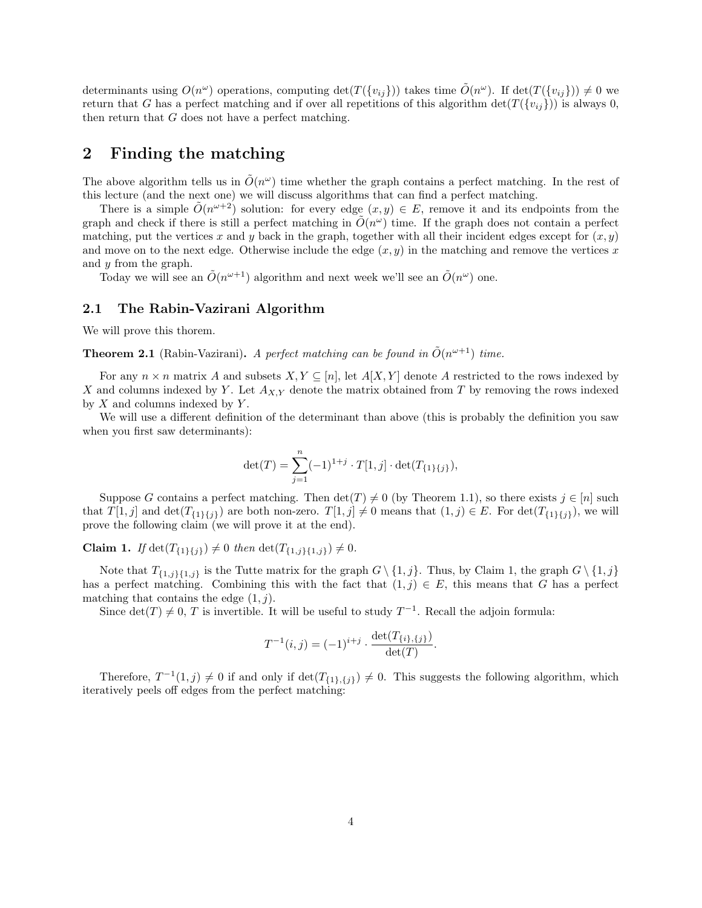determinants using $O(n^\omega)$ operations, computing $\det(T(\{v_{ij}\}))$ takes time $\tilde{O}(n^\omega)$. If $\det(T(\{v_{ij}\})) \neq 0$ we return that $G$ has a perfect matching and if over all repetitions of this algorithm $\det(T(\{v_{ij}\}))$ is always 0, then return that $G$ does not have a perfect matching.

# 2 Finding the matching

The above algorithm tells us in $\tilde{O}(n^\omega)$ time whether the graph contains a perfect matching. In the rest of this lecture (and the next one) we will discuss algorithms that can find a perfect matching.

There is a simple $\tilde{O}(n^{\omega+2})$ solution: for every edge $(x, y) \in E$, remove it and its endpoints from the graph and check if there is still a perfect matching in $\tilde{O}(n^\omega)$ time. If the graph does not contain a perfect matching, put the vertices $x$ and $y$ back in the graph, together with all their incident edges except for $(x, y)$ and move on to the next edge. Otherwise include the edge $(x, y)$ in the matching and remove the vertices $x$ and $y$ from the graph.

Today we will see an $\tilde{O}(n^{\omega+1})$ algorithm and next week we'll see an $\tilde{O}(n^\omega)$ one.

## 2.1 The Rabin-Vazirani Algorithm

We will prove this thorem.

**Theorem 2.1** (Rabin-Vazirani)**.** *A perfect matching can be found in $\tilde{O}(n^{\omega+1})$ time.*

For any $n \times n$ matrix $A$ and subsets $X, Y \subseteq [n]$, let $A[X, Y]$ denote $A$ restricted to the rows indexed by $X$ and columns indexed by $Y$. Let $A_{X,Y}$ denote the matrix obtained from $T$ by removing the rows indexed by $X$ and columns indexed by $Y$.

We will use a different definition of the determinant than above (this is probably the definition you saw when you first saw determinants):

$$\det(T) = \sum_{j=1}^{n} (-1)^{1+j} \cdot T[1, j] \cdot \det(T_{\{1\}\{j\}}),$$

Suppose $G$ contains a perfect matching. Then $\det(T) \neq 0$ (by Theorem 1.1), so there exists $j \in [n]$ such that $T[1, j]$ and $\det(T_{\{1\}\{j\}})$ are both non-zero. $T[1, j] \neq 0$ means that $(1, j) \in E$. For $\det(T_{\{1\}\{j\}})$, we will prove the following claim (we will prove it at the end).

**Claim 1.** *If $\det(T_{\{1\}\{j\}}) \neq 0$ then $\det(T_{\{1,j\}\{1,j\}}) \neq 0$.*

Note that $T_{\{1,j\}\{1,j\}}$ is the Tutte matrix for the graph $G \setminus \{1, j\}$. Thus, by Claim 1, the graph $G \setminus \{1, j\}$ has a perfect matching. Combining this with the fact that $(1, j) \in E$, this means that $G$ has a perfect matching that contains the edge $(1, j)$.

Since $\det(T) \neq 0$, $T$ is invertible. It will be useful to study $T^{-1}$. Recall the adjoin formula:

$$T^{-1}(i, j) = (-1)^{i+j} \cdot \frac{\det(T_{\{i\},\{j\}})}{\det(T)}.$$

Therefore, $T^{-1}(1, j) \neq 0$ if and only if $\det(T_{\{1\},\{j\}}) \neq 0$. This suggests the following algorithm, which iteratively peels off edges from the perfect matching: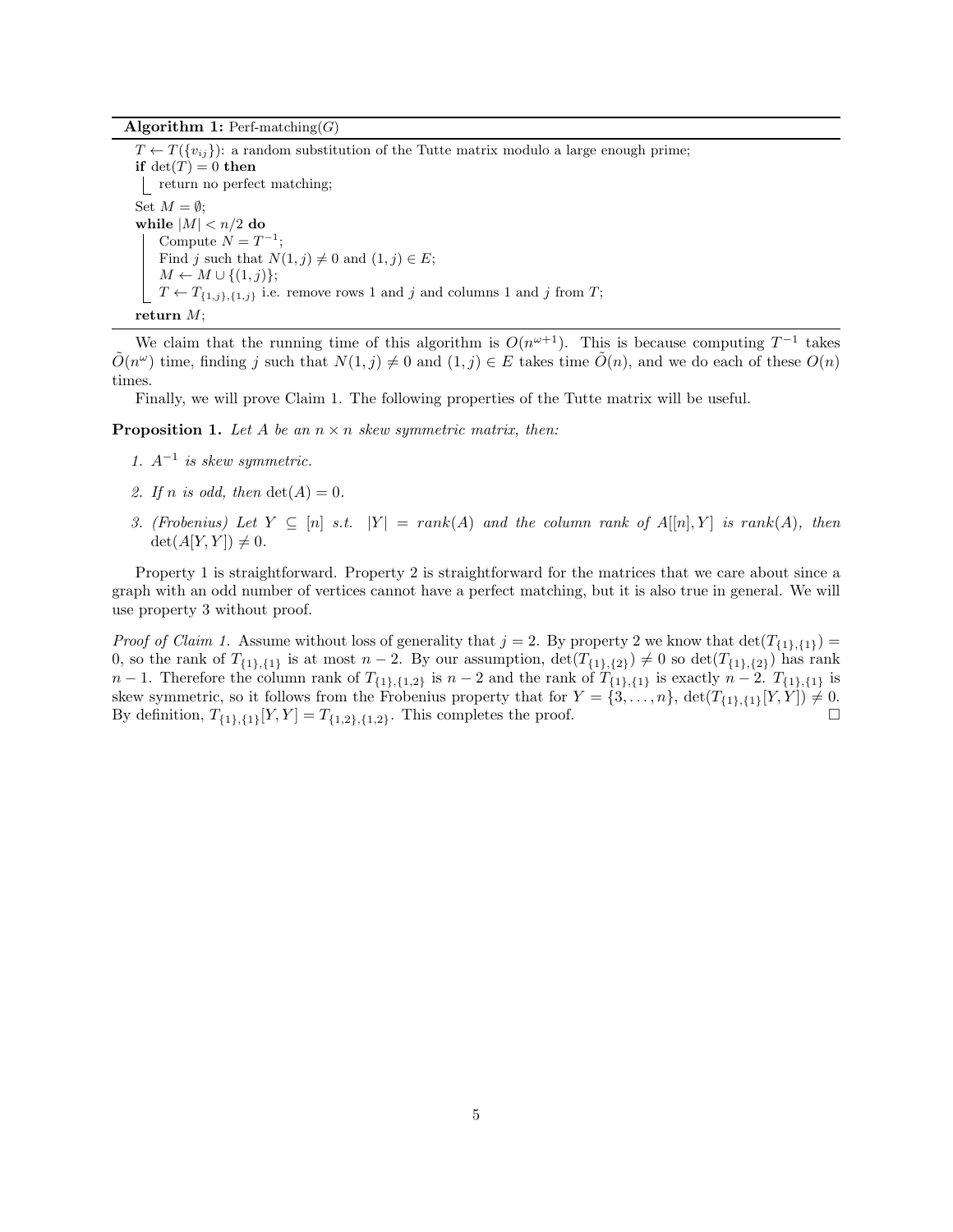**Algorithm 1:** Perf-matching($G$)

```
T ← T({v_ij}): a random substitution of the Tutte matrix modulo a large enough prime;
if det(T) = 0 then
    return no perfect matching;
Set M = ∅;
while |M| < n/2 do
    Compute N = T^{-1};
    Find j such that N(1, j) ≠ 0 and (1, j) ∈ E;
    M ← M ∪ {(1, j)};
    T ← T_{{1,j},{1,j}} i.e. remove rows 1 and j and columns 1 and j from T;
return M;
```

We claim that the running time of this algorithm is $O(n^{\omega+1})$. This is because computing $T^{-1}$ takes $\tilde{O}(n^{\omega})$ time, finding $j$ such that $N(1,j) \neq 0$ and $(1,j) \in E$ takes time $\tilde{O}(n)$, and we do each of these $O(n)$ times.

Finally, we will prove Claim 1. The following properties of the Tutte matrix will be useful.

**Proposition 1.** *Let $A$ be an $n \times n$ skew symmetric matrix, then:*

1. *$A^{-1}$ is skew symmetric.*
2. *If $n$ is odd, then $\det(A) = 0$.*
3. *(Frobenius) Let $Y \subseteq [n]$ s.t. $|Y| = rank(A)$ and the column rank of $A[[n], Y]$ is $rank(A)$, then $\det(A[Y,Y]) \neq 0$.*

Property 1 is straightforward. Property 2 is straightforward for the matrices that we care about since a graph with an odd number of vertices cannot have a perfect matching, but it is also true in general. We will use property 3 without proof.

*Proof of Claim 1.* Assume without loss of generality that $j = 2$. By property 2 we know that $\det(T_{\{1\},\{1\}}) = 0$, so the rank of $T_{\{1\},\{1\}}$ is at most $n-2$. By our assumption, $\det(T_{\{1\},\{2\}}) \neq 0$ so $\det(T_{\{1\},\{2\}})$ has rank $n-1$. Therefore the column rank of $T_{\{1\},\{1,2\}}$ is $n-2$ and the rank of $T_{\{1\},\{1\}}$ is exactly $n-2$. $T_{\{1\},\{1\}}$ is skew symmetric, so it follows from the Frobenius property that for $Y = \{3, \ldots, n\}$, $\det(T_{\{1\},\{1\}}[Y,Y]) \neq 0$. By definition, $T_{\{1\},\{1\}}[Y,Y] = T_{\{1,2\},\{1,2\}}$. This completes the proof. □